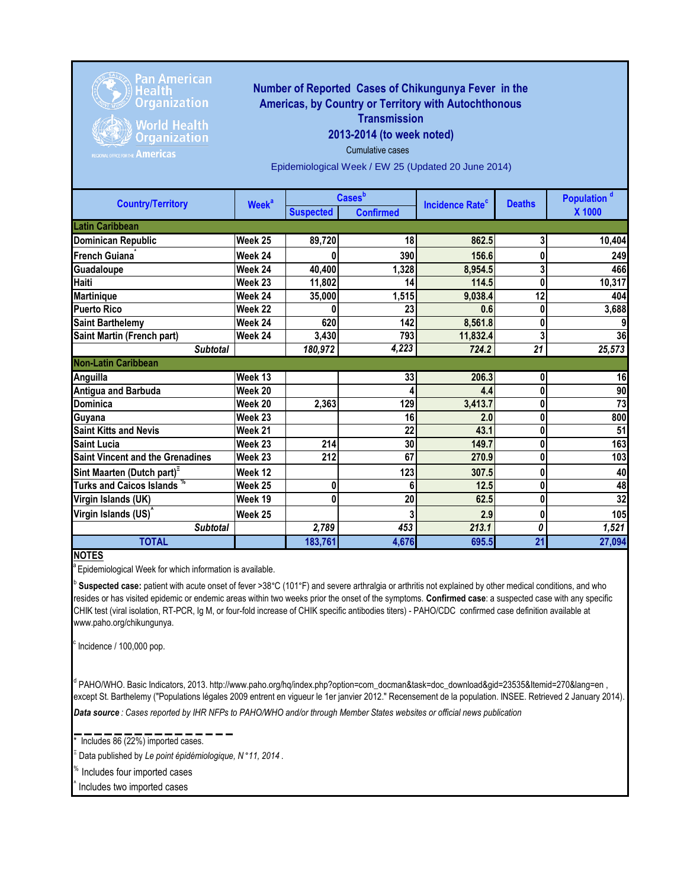Pan American Health Organization

World Health Organization

REGIONAL OFFICE FOR THE Americas

# Number of Reported Cases of Chikungunya Fever in the Americas, by Country or Territory with Autochthonous Transmission

## 2013-2014 (to week noted)

Cumulative cases

Epidemiological Week / EW 25 (Updated 20 June 2014)

| Country/Territory | Week[a] | Cases[b] | | Incidence Rate[c] | Deaths | Population [d] X 1000 |
|---|---|---|---|---|---|---|
| | | Suspected | Confirmed | | | |
| **Latin Caribbean** | | | | | | |
| Dominican Republic | Week 25 | 89,720 | 18 | 862.5 | 3 | 10,404 |
| French Guiana[*] | Week 24 | 0 | 390 | 156.6 | 0 | 249 |
| Guadaloupe | Week 24 | 40,400 | 1,328 | 8,954.5 | 3 | 466 |
| Haiti | Week 23 | 11,802 | 14 | 114.5 | 0 | 10,317 |
| Martinique | Week 24 | 35,000 | 1,515 | 9,038.4 | 12 | 404 |
| Puerto Rico | Week 22 | 0 | 23 | 0.6 | 0 | 3,688 |
| Saint Barthelemy | Week 24 | 620 | 142 | 8,561.8 | 0 | 9 |
| Saint Martin (French part) | Week 24 | 3,430 | 793 | 11,832.4 | 3 | 36 |
| ***Subtotal*** | | *180,972* | *4,223* | *724.2* | *21* | *25,573* |
| **Non-Latin Caribbean** | | | | | | |
| Anguilla | Week 13 | | 33 | 206.3 | 0 | 16 |
| Antigua and Barbuda | Week 20 | | 4 | 4.4 | 0 | 90 |
| Dominica | Week 20 | 2,363 | 129 | 3,413.7 | 0 | 73 |
| Guyana | Week 23 | | 16 | 2.0 | 0 | 800 |
| Saint Kitts and Nevis | Week 21 | | 22 | 43.1 | 0 | 51 |
| Saint Lucia | Week 23 | 214 | 30 | 149.7 | 0 | 163 |
| Saint Vincent and the Grenadines | Week 23 | 212 | 67 | 270.9 | 0 | 103 |
| Sint Maarten (Dutch part)[Ξ] | Week 12 | | 123 | 307.5 | 0 | 40 |
| Turks and Caicos Islands[%] | Week 25 | 0 | 6 | 12.5 | 0 | 48 |
| Virgin Islands (UK) | Week 19 | 0 | 20 | 62.5 | 0 | 32 |
| Virgin Islands (US)[^] | Week 25 | | 3 | 2.9 | 0 | 105 |
| ***Subtotal*** | | *2,789* | *453* | *213.1* | *0* | *1,521* |
| **TOTAL** | | **183,761** | **4,676** | **695.5** | **21** | **27,094** |

**NOTES**

[a] Epidemiological Week for which information is available.

[b] **Suspected case:** patient with acute onset of fever >38°C (101°F) and severe arthralgia or arthritis not explained by other medical conditions, and who resides or has visited epidemic or endemic areas within two weeks prior the onset of the symptoms. **Confirmed case**: a suspected case with any specific CHIK test (viral isolation, RT-PCR, Ig M, or four-fold increase of CHIK specific antibodies titers) - PAHO/CDC confirmed case definition available at www.paho.org/chikungunya.

[c] Incidence / 100,000 pop.

[d] PAHO/WHO. Basic Indicators, 2013. http://www.paho.org/hq/index.php?option=com_docman&task=doc_download&gid=23535&Itemid=270&lang=en , except St. Barthelemy ("Populations légales 2009 entrent en vigueur le 1er janvier 2012." Recensement de la population. INSEE. Retrieved 2 January 2014).

***Data source** : Cases reported by IHR NFPs to PAHO/WHO and/or through Member States websites or official news publication*

---

[*] Includes 86 (22%) imported cases.

[Ξ] Data published by *Le point épidémiologique, N°11, 2014* .

[%] Includes four imported cases

[^] Includes two imported cases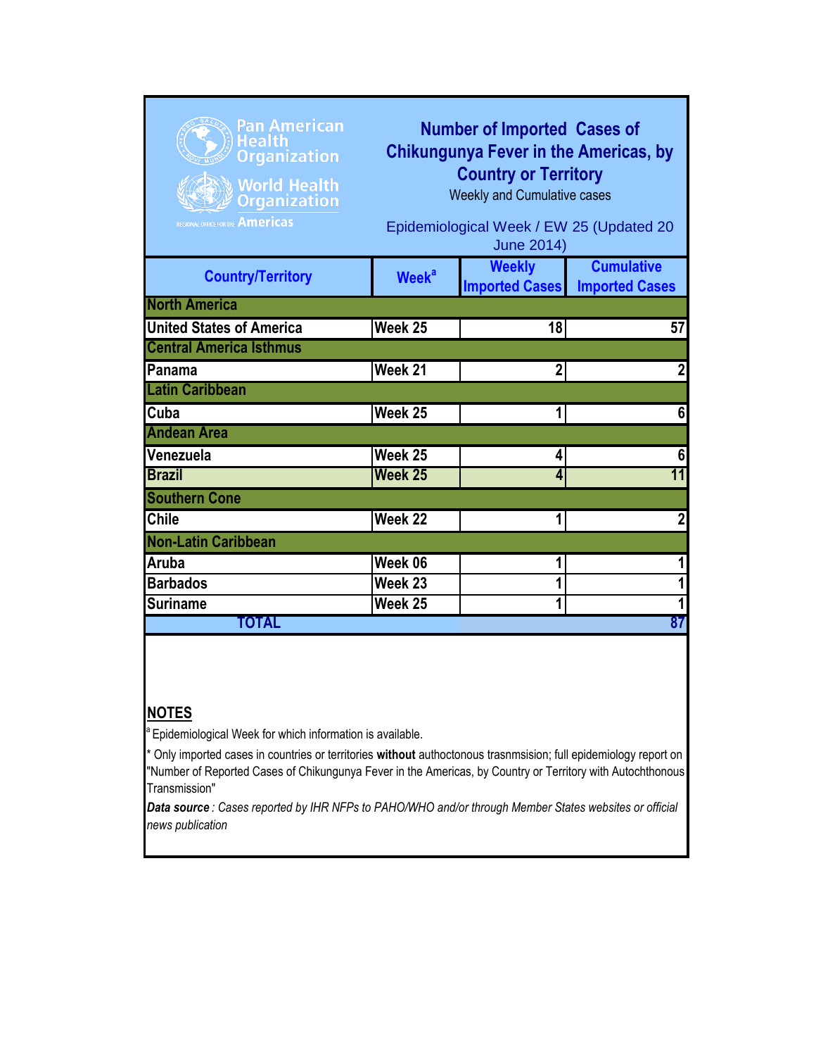Pan American Health Organization
World Health Organization
REGIONAL OFFICE FOR THE Americas

# Number of Imported Cases of Chikungunya Fever in the Americas, by Country or Territory

Weekly and Cumulative cases

Epidemiological Week / EW 25 (Updated 20 June 2014)

| Country/Territory | Week[a] | Weekly Imported Cases | Cumulative Imported Cases |
|---|---|---|---|
| **North America** | | | |
| United States of America | Week 25 | 18 | 57 |
| **Central America Isthmus** | | | |
| Panama | Week 21 | 2 | 2 |
| **Latin Caribbean** | | | |
| Cuba | Week 25 | 1 | 6 |
| **Andean Area** | | | |
| Venezuela | Week 25 | 4 | 6 |
| Brazil | Week 25 | 4 | 11 |
| **Southern Cone** | | | |
| Chile | Week 22 | 1 | 2 |
| **Non-Latin Caribbean** | | | |
| Aruba | Week 06 | 1 | 1 |
| Barbados | Week 23 | 1 | 1 |
| Suriname | Week 25 | 1 | 1 |
| **TOTAL** | | | 87 |

## NOTES

[a] Epidemiological Week for which information is available.

* Only imported cases in countries or territories **without** authoctonous trasnmsision; full epidemiology report on "Number of Reported Cases of Chikungunya Fever in the Americas, by Country or Territory with Autochthonous Transmission"

***Data source*** *: Cases reported by IHR NFPs to PAHO/WHO and/or through Member States websites or official news publication*